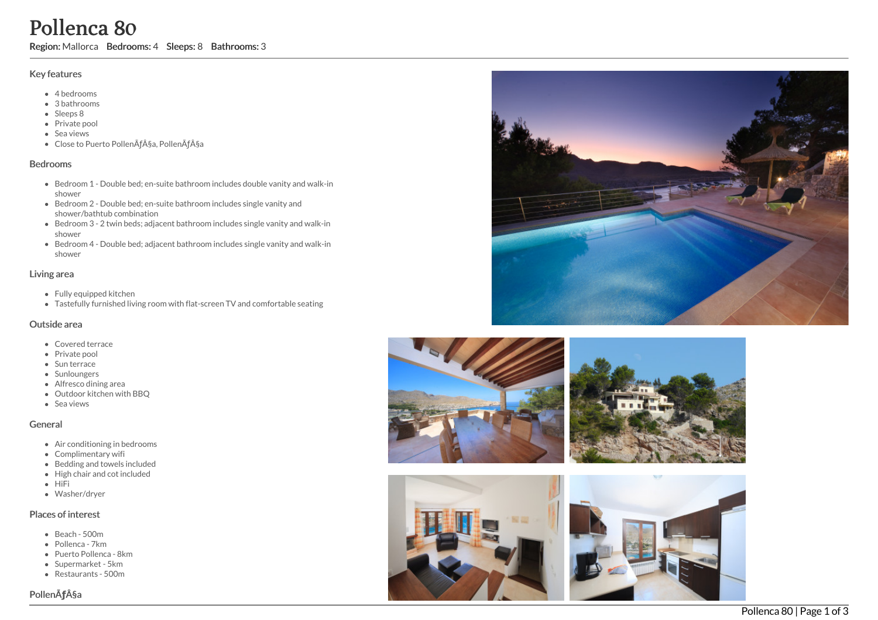# Pollenca 80

**Region:** Mallorca **Bedrooms:** 4 **Sleeps:** 8 **Bathrooms:** 3

## Key features

- 4 bedrooms
- 3 bathrooms
- Sleeps 8
- Private pool
- Sea views
- Close to Puerto PollenÃƒÂ§a, PollenÃƒÂ§a

## Bedrooms

- Bedroom 1 - Double bed; en-suite bathroom includes double vanity and walk-in shower
- Bedroom 2 - Double bed; en-suite bathroom includes single vanity and shower/bathtub combination
- Bedroom 3 - 2 twin beds; adjacent bathroom includes single vanity and walk-in shower
- Bedroom 4 - Double bed; adjacent bathroom includes single vanity and walk-in shower

## Living area

- Fully equipped kitchen
- Tastefully furnished living room with flat-screen TV and comfortable seating

## Outside area

- Covered terrace
- Private pool
- Sun terrace
- Sunloungers
- Alfresco dining area
- Outdoor kitchen with BBQ
- Sea views

## General

- Air conditioning in bedrooms
- Complimentary wifi
- Bedding and towels included
- High chair and cot included
- HiFi
- Washer/dryer

## Places of interest

- Beach - 500m
- Pollenca - 7km
- Puerto Pollenca - 8km
- Supermarket - 5km
- Restaurants - 500m

## PollenÃƒÂ§a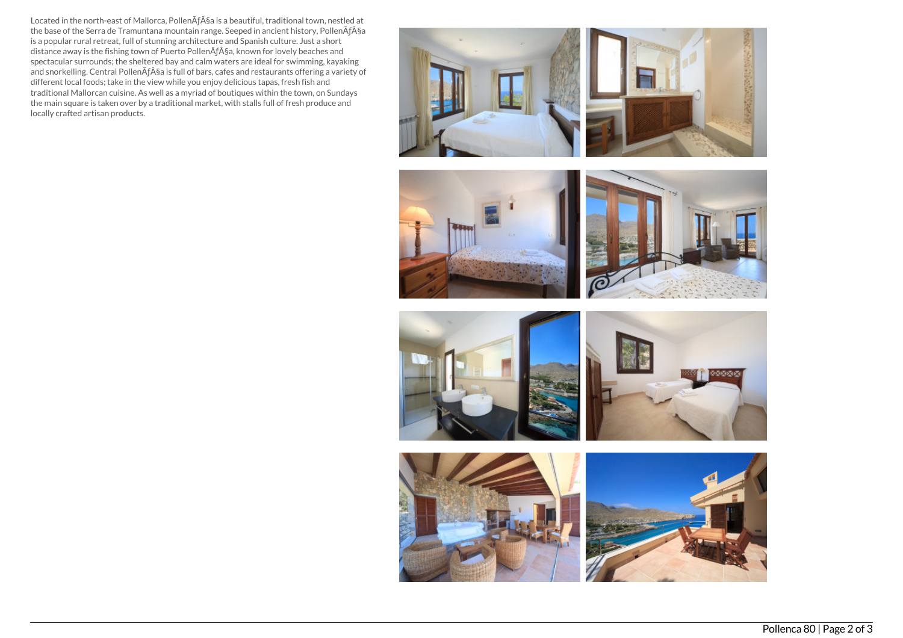Located in the north-east of Mallorca, PollenÃƒÂ§a is a beautiful, traditional town, nestled at the base of the Serra de Tramuntana mountain range. Seeped in ancient history, PollenÃƒÂ§a is a popular rural retreat, full of stunning architecture and Spanish culture. Just a short distance away is the fishing town of Puerto PollenÃƒÂ§a, known for lovely beaches and spectacular surrounds; the sheltered bay and calm waters are ideal for swimming, kayaking and snorkelling. Central PollenÃƒÂ§a is full of bars, cafes and restaurants offering a variety of different local foods; take in the view while you enjoy delicious tapas, fresh fish and traditional Mallorcan cuisine. As well as a myriad of boutiques within the town, on Sundays the main square is taken over by a traditional market, with stalls full of fresh produce and locally crafted artisan products.